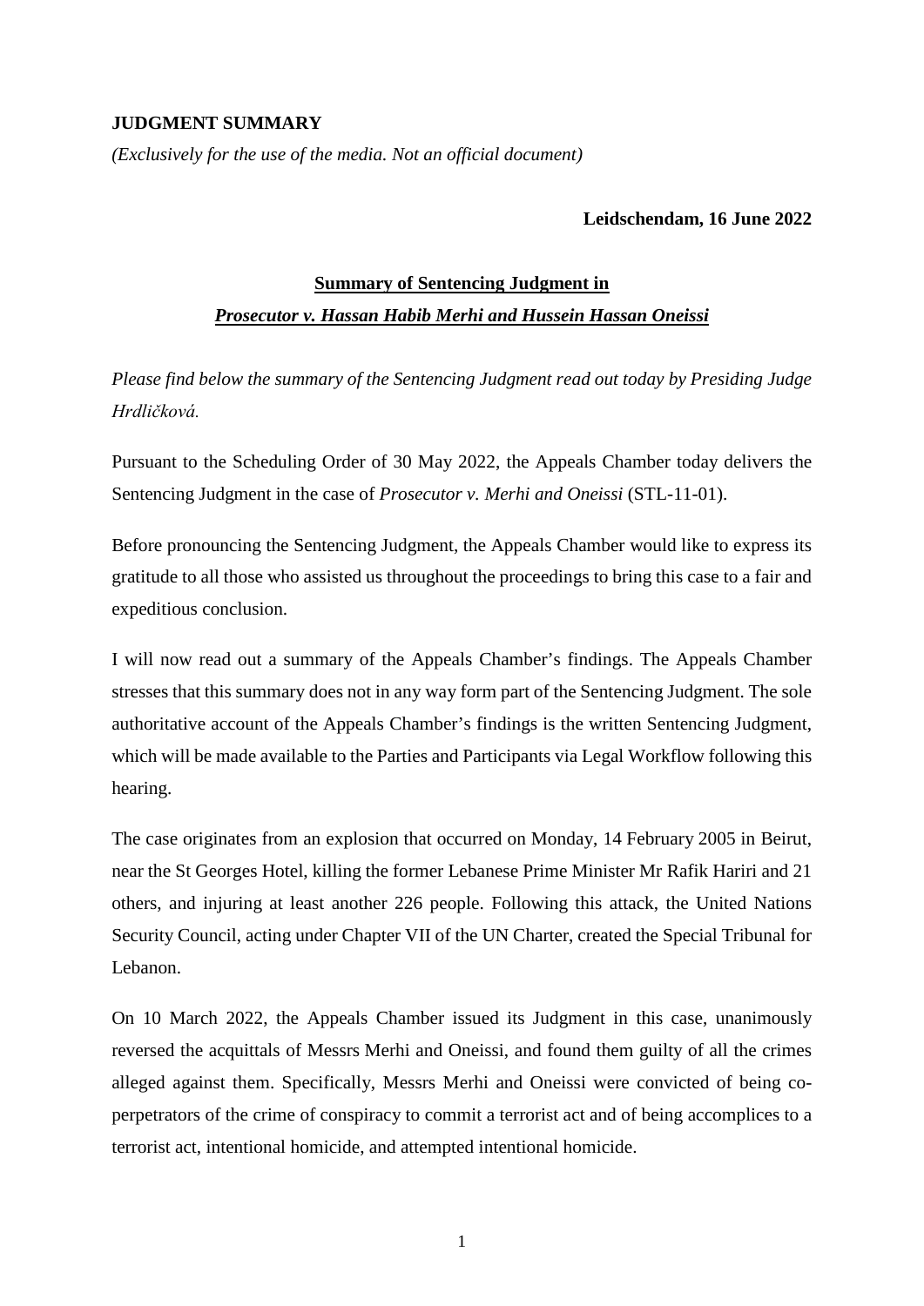**JUDGMENT SUMMARY**

*(Exclusively for the use of the media. Not an official document)*

**Leidschendam, 16 June 2022**

## Summary of Sentencing Judgment in *Prosecutor v. Hassan Habib Merhi and Hussein Hassan Oneissi*

*Please find below the summary of the Sentencing Judgment read out today by Presiding Judge Hrdličková.*

Pursuant to the Scheduling Order of 30 May 2022, the Appeals Chamber today delivers the Sentencing Judgment in the case of *Prosecutor v. Merhi and Oneissi* (STL-11-01).

Before pronouncing the Sentencing Judgment, the Appeals Chamber would like to express its gratitude to all those who assisted us throughout the proceedings to bring this case to a fair and expeditious conclusion.

I will now read out a summary of the Appeals Chamber's findings. The Appeals Chamber stresses that this summary does not in any way form part of the Sentencing Judgment. The sole authoritative account of the Appeals Chamber's findings is the written Sentencing Judgment, which will be made available to the Parties and Participants via Legal Workflow following this hearing.

The case originates from an explosion that occurred on Monday, 14 February 2005 in Beirut, near the St Georges Hotel, killing the former Lebanese Prime Minister Mr Rafik Hariri and 21 others, and injuring at least another 226 people. Following this attack, the United Nations Security Council, acting under Chapter VII of the UN Charter, created the Special Tribunal for Lebanon.

On 10 March 2022, the Appeals Chamber issued its Judgment in this case, unanimously reversed the acquittals of Messrs Merhi and Oneissi, and found them guilty of all the crimes alleged against them. Specifically, Messrs Merhi and Oneissi were convicted of being co-perpetrators of the crime of conspiracy to commit a terrorist act and of being accomplices to a terrorist act, intentional homicide, and attempted intentional homicide.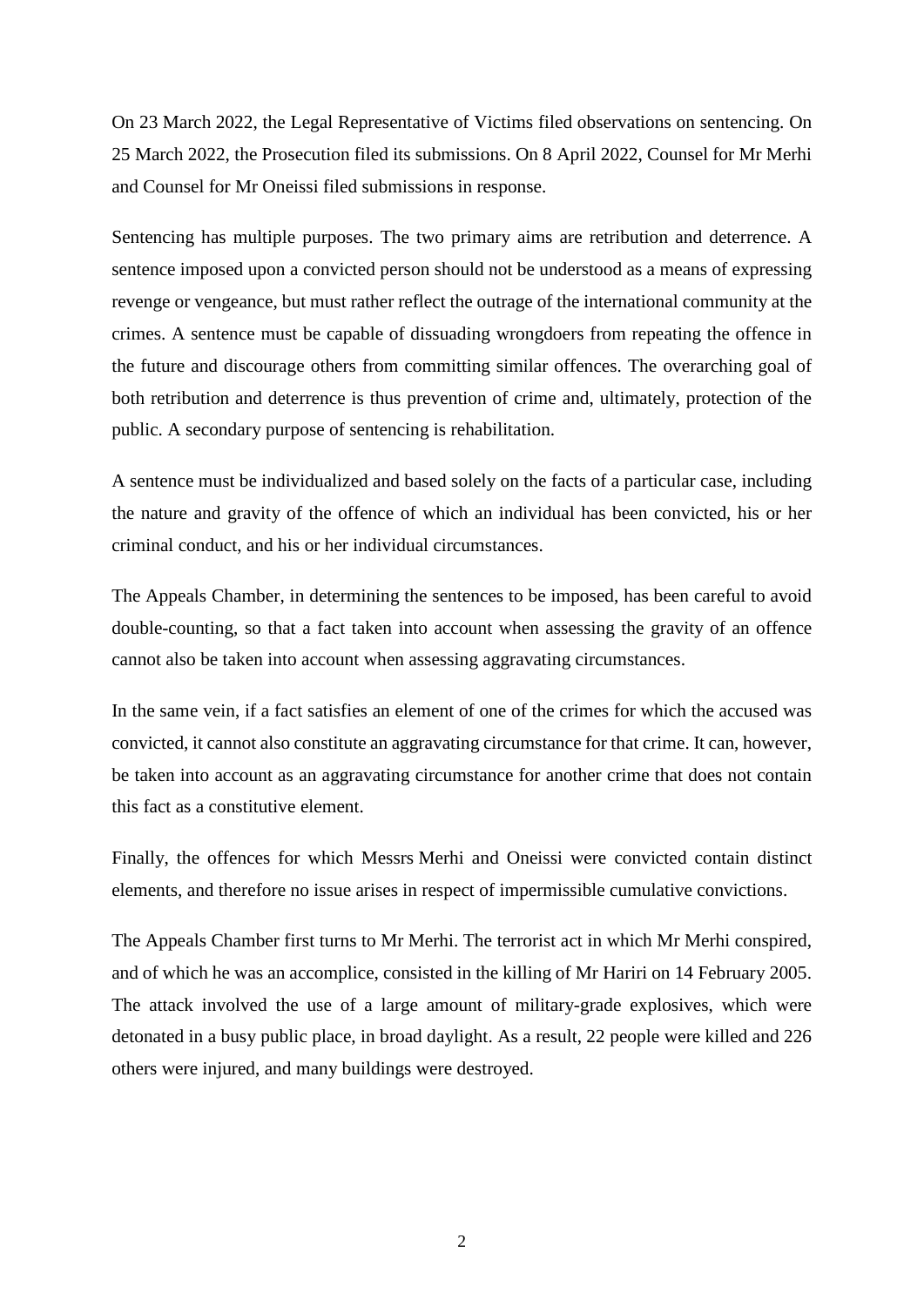On 23 March 2022, the Legal Representative of Victims filed observations on sentencing. On 25 March 2022, the Prosecution filed its submissions. On 8 April 2022, Counsel for Mr Merhi and Counsel for Mr Oneissi filed submissions in response.

Sentencing has multiple purposes. The two primary aims are retribution and deterrence. A sentence imposed upon a convicted person should not be understood as a means of expressing revenge or vengeance, but must rather reflect the outrage of the international community at the crimes. A sentence must be capable of dissuading wrongdoers from repeating the offence in the future and discourage others from committing similar offences. The overarching goal of both retribution and deterrence is thus prevention of crime and, ultimately, protection of the public. A secondary purpose of sentencing is rehabilitation.

A sentence must be individualized and based solely on the facts of a particular case, including the nature and gravity of the offence of which an individual has been convicted, his or her criminal conduct, and his or her individual circumstances.

The Appeals Chamber, in determining the sentences to be imposed, has been careful to avoid double-counting, so that a fact taken into account when assessing the gravity of an offence cannot also be taken into account when assessing aggravating circumstances.

In the same vein, if a fact satisfies an element of one of the crimes for which the accused was convicted, it cannot also constitute an aggravating circumstance for that crime. It can, however, be taken into account as an aggravating circumstance for another crime that does not contain this fact as a constitutive element.

Finally, the offences for which Messrs Merhi and Oneissi were convicted contain distinct elements, and therefore no issue arises in respect of impermissible cumulative convictions.

The Appeals Chamber first turns to Mr Merhi. The terrorist act in which Mr Merhi conspired, and of which he was an accomplice, consisted in the killing of Mr Hariri on 14 February 2005. The attack involved the use of a large amount of military-grade explosives, which were detonated in a busy public place, in broad daylight. As a result, 22 people were killed and 226 others were injured, and many buildings were destroyed.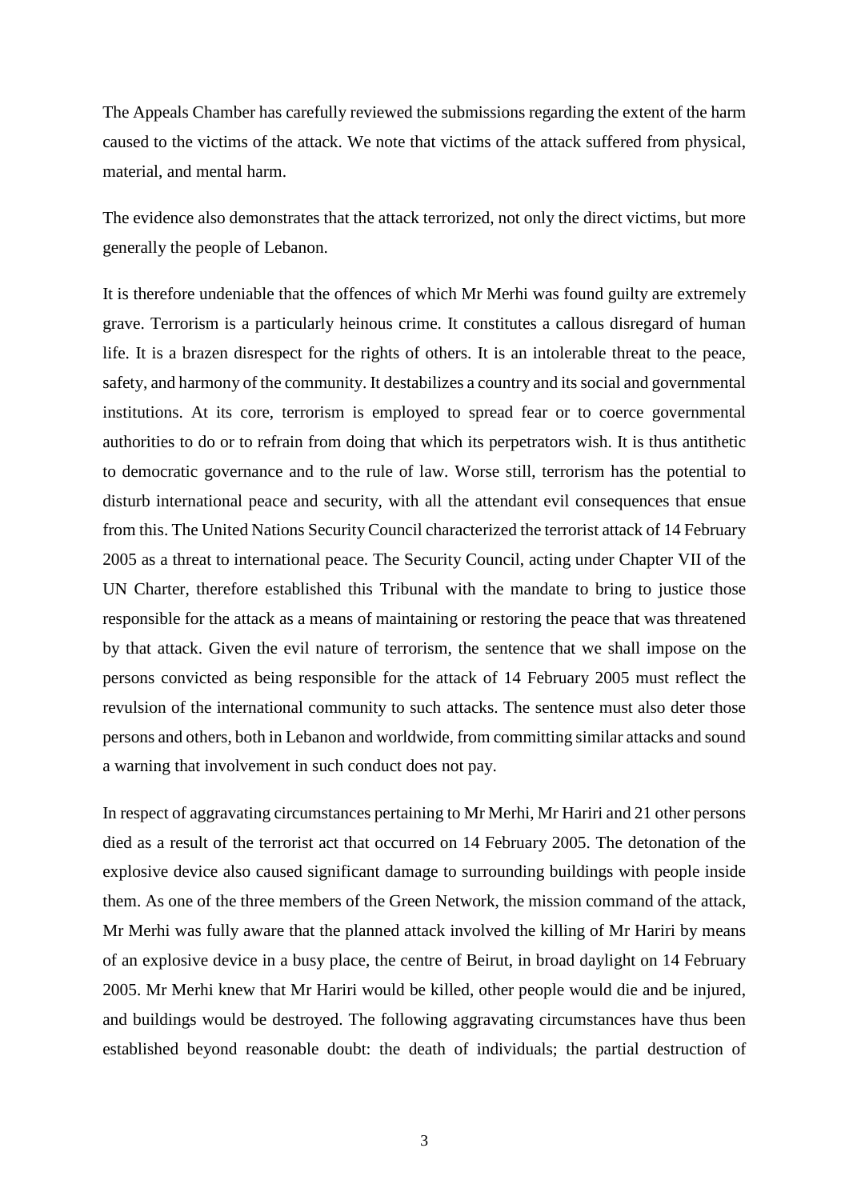The Appeals Chamber has carefully reviewed the submissions regarding the extent of the harm caused to the victims of the attack. We note that victims of the attack suffered from physical, material, and mental harm.

The evidence also demonstrates that the attack terrorized, not only the direct victims, but more generally the people of Lebanon.

It is therefore undeniable that the offences of which Mr Merhi was found guilty are extremely grave. Terrorism is a particularly heinous crime. It constitutes a callous disregard of human life. It is a brazen disrespect for the rights of others. It is an intolerable threat to the peace, safety, and harmony of the community. It destabilizes a country and its social and governmental institutions. At its core, terrorism is employed to spread fear or to coerce governmental authorities to do or to refrain from doing that which its perpetrators wish. It is thus antithetic to democratic governance and to the rule of law. Worse still, terrorism has the potential to disturb international peace and security, with all the attendant evil consequences that ensue from this. The United Nations Security Council characterized the terrorist attack of 14 February 2005 as a threat to international peace. The Security Council, acting under Chapter VII of the UN Charter, therefore established this Tribunal with the mandate to bring to justice those responsible for the attack as a means of maintaining or restoring the peace that was threatened by that attack. Given the evil nature of terrorism, the sentence that we shall impose on the persons convicted as being responsible for the attack of 14 February 2005 must reflect the revulsion of the international community to such attacks. The sentence must also deter those persons and others, both in Lebanon and worldwide, from committing similar attacks and sound a warning that involvement in such conduct does not pay.

In respect of aggravating circumstances pertaining to Mr Merhi, Mr Hariri and 21 other persons died as a result of the terrorist act that occurred on 14 February 2005. The detonation of the explosive device also caused significant damage to surrounding buildings with people inside them. As one of the three members of the Green Network, the mission command of the attack, Mr Merhi was fully aware that the planned attack involved the killing of Mr Hariri by means of an explosive device in a busy place, the centre of Beirut, in broad daylight on 14 February 2005. Mr Merhi knew that Mr Hariri would be killed, other people would die and be injured, and buildings would be destroyed. The following aggravating circumstances have thus been established beyond reasonable doubt: the death of individuals; the partial destruction of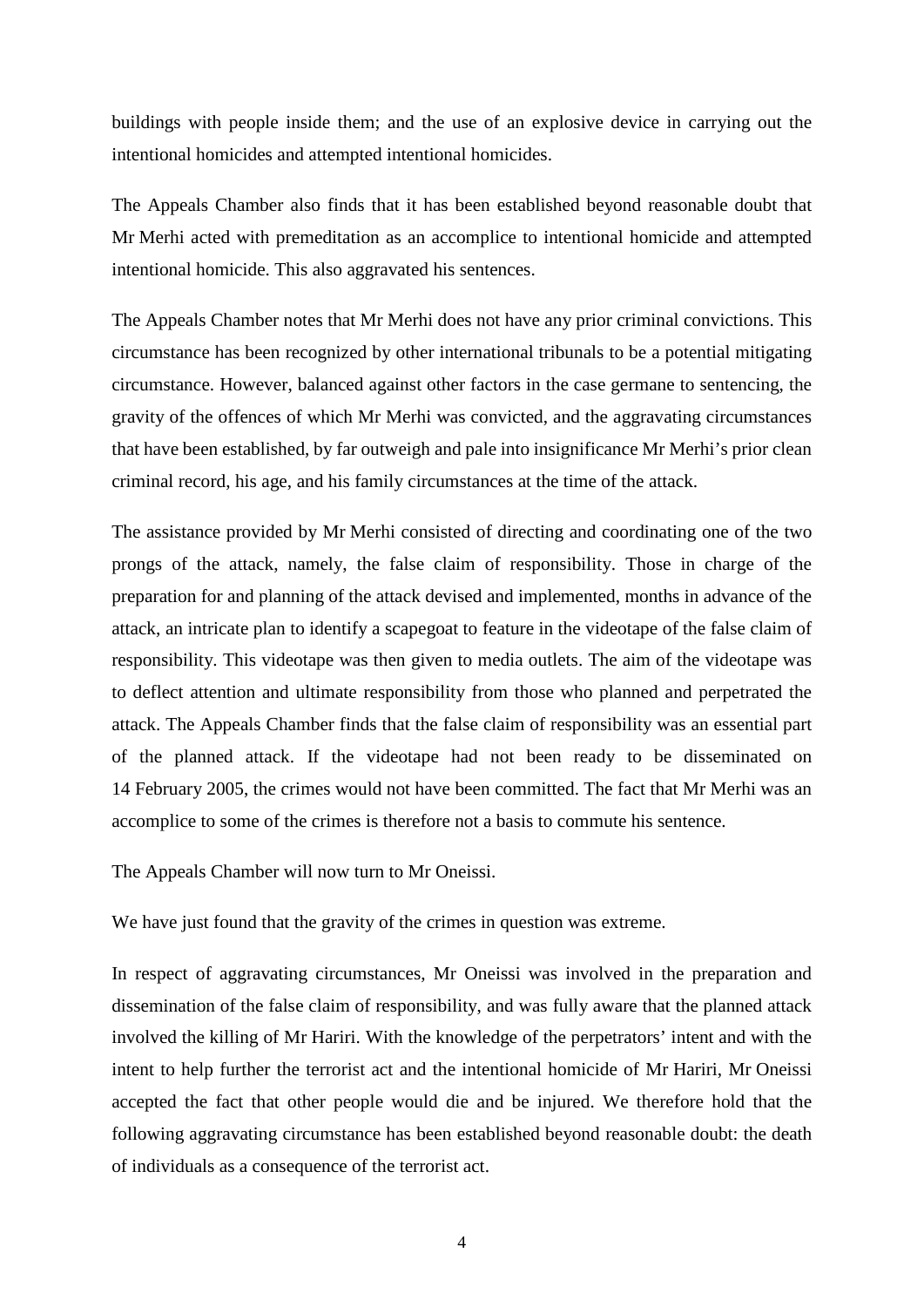buildings with people inside them; and the use of an explosive device in carrying out the intentional homicides and attempted intentional homicides.

The Appeals Chamber also finds that it has been established beyond reasonable doubt that Mr Merhi acted with premeditation as an accomplice to intentional homicide and attempted intentional homicide. This also aggravated his sentences.

The Appeals Chamber notes that Mr Merhi does not have any prior criminal convictions. This circumstance has been recognized by other international tribunals to be a potential mitigating circumstance. However, balanced against other factors in the case germane to sentencing, the gravity of the offences of which Mr Merhi was convicted, and the aggravating circumstances that have been established, by far outweigh and pale into insignificance Mr Merhi's prior clean criminal record, his age, and his family circumstances at the time of the attack.

The assistance provided by Mr Merhi consisted of directing and coordinating one of the two prongs of the attack, namely, the false claim of responsibility. Those in charge of the preparation for and planning of the attack devised and implemented, months in advance of the attack, an intricate plan to identify a scapegoat to feature in the videotape of the false claim of responsibility. This videotape was then given to media outlets. The aim of the videotape was to deflect attention and ultimate responsibility from those who planned and perpetrated the attack. The Appeals Chamber finds that the false claim of responsibility was an essential part of the planned attack. If the videotape had not been ready to be disseminated on 14 February 2005, the crimes would not have been committed. The fact that Mr Merhi was an accomplice to some of the crimes is therefore not a basis to commute his sentence.

The Appeals Chamber will now turn to Mr Oneissi.

We have just found that the gravity of the crimes in question was extreme.

In respect of aggravating circumstances, Mr Oneissi was involved in the preparation and dissemination of the false claim of responsibility, and was fully aware that the planned attack involved the killing of Mr Hariri. With the knowledge of the perpetrators' intent and with the intent to help further the terrorist act and the intentional homicide of Mr Hariri, Mr Oneissi accepted the fact that other people would die and be injured. We therefore hold that the following aggravating circumstance has been established beyond reasonable doubt: the death of individuals as a consequence of the terrorist act.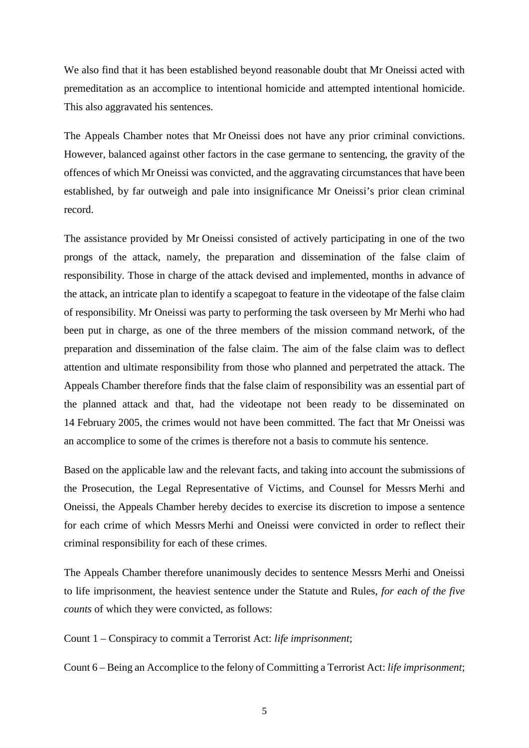We also find that it has been established beyond reasonable doubt that Mr Oneissi acted with premeditation as an accomplice to intentional homicide and attempted intentional homicide. This also aggravated his sentences.

The Appeals Chamber notes that Mr Oneissi does not have any prior criminal convictions. However, balanced against other factors in the case germane to sentencing, the gravity of the offences of which Mr Oneissi was convicted, and the aggravating circumstances that have been established, by far outweigh and pale into insignificance Mr Oneissi's prior clean criminal record.

The assistance provided by Mr Oneissi consisted of actively participating in one of the two prongs of the attack, namely, the preparation and dissemination of the false claim of responsibility. Those in charge of the attack devised and implemented, months in advance of the attack, an intricate plan to identify a scapegoat to feature in the videotape of the false claim of responsibility. Mr Oneissi was party to performing the task overseen by Mr Merhi who had been put in charge, as one of the three members of the mission command network, of the preparation and dissemination of the false claim. The aim of the false claim was to deflect attention and ultimate responsibility from those who planned and perpetrated the attack. The Appeals Chamber therefore finds that the false claim of responsibility was an essential part of the planned attack and that, had the videotape not been ready to be disseminated on 14 February 2005, the crimes would not have been committed. The fact that Mr Oneissi was an accomplice to some of the crimes is therefore not a basis to commute his sentence.

Based on the applicable law and the relevant facts, and taking into account the submissions of the Prosecution, the Legal Representative of Victims, and Counsel for Messrs Merhi and Oneissi, the Appeals Chamber hereby decides to exercise its discretion to impose a sentence for each crime of which Messrs Merhi and Oneissi were convicted in order to reflect their criminal responsibility for each of these crimes.

The Appeals Chamber therefore unanimously decides to sentence Messrs Merhi and Oneissi to life imprisonment, the heaviest sentence under the Statute and Rules, *for each of the five counts* of which they were convicted, as follows:

Count 1 – Conspiracy to commit a Terrorist Act: *life imprisonment*;

Count 6 – Being an Accomplice to the felony of Committing a Terrorist Act: *life imprisonment*;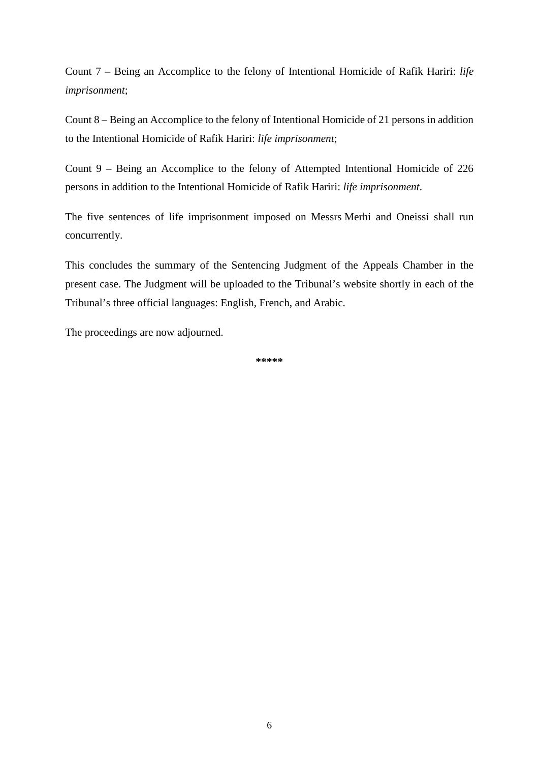Count 7 – Being an Accomplice to the felony of Intentional Homicide of Rafik Hariri: *life imprisonment*;

Count 8 – Being an Accomplice to the felony of Intentional Homicide of 21 persons in addition to the Intentional Homicide of Rafik Hariri: *life imprisonment*;

Count 9 – Being an Accomplice to the felony of Attempted Intentional Homicide of 226 persons in addition to the Intentional Homicide of Rafik Hariri: *life imprisonment*.

The five sentences of life imprisonment imposed on Messrs Merhi and Oneissi shall run concurrently.

This concludes the summary of the Sentencing Judgment of the Appeals Chamber in the present case. The Judgment will be uploaded to the Tribunal's website shortly in each of the Tribunal's three official languages: English, French, and Arabic.

The proceedings are now adjourned.

*****